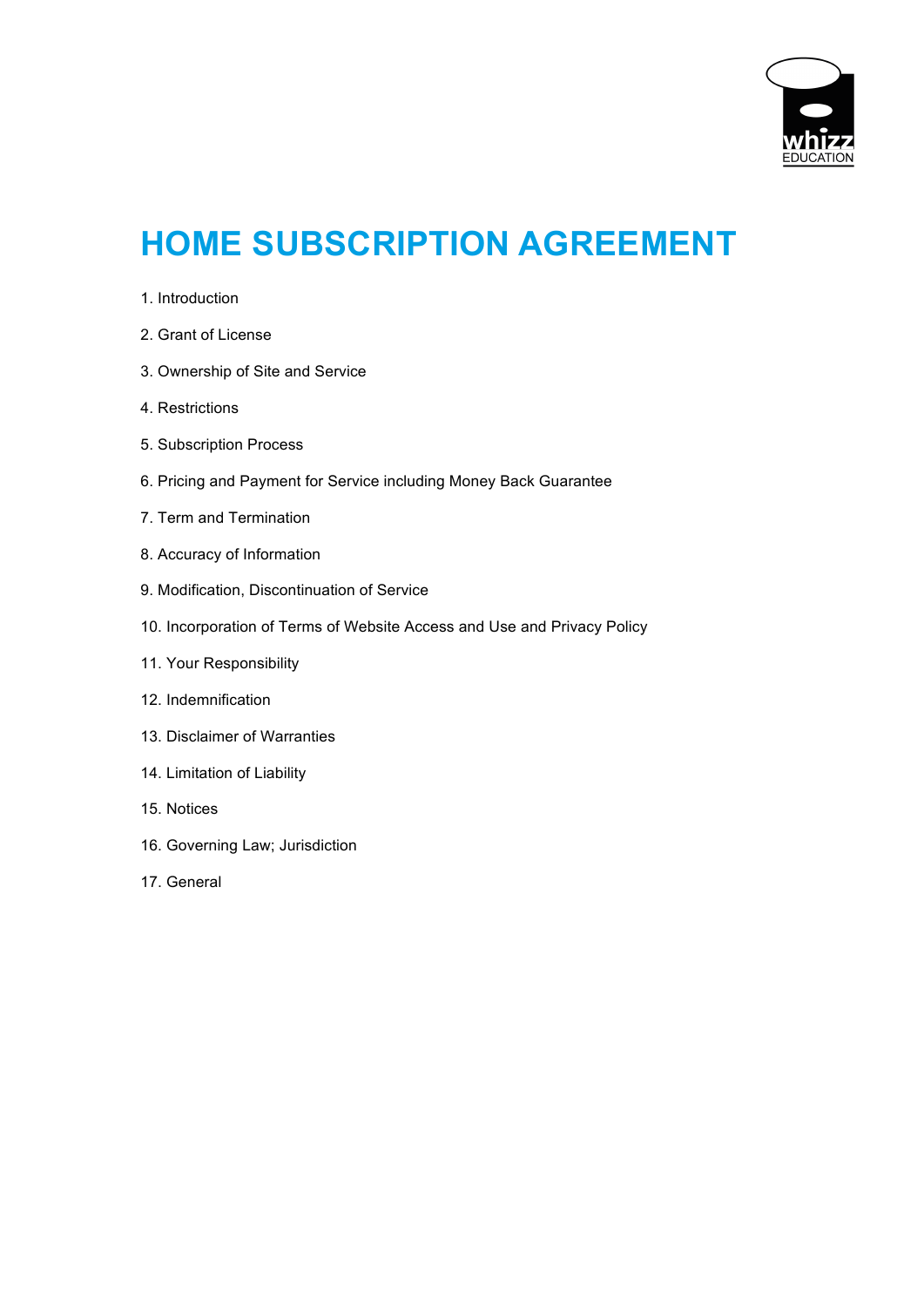# HOME SUBSCRIPTION AGREEMENT

1. Introduction
2. Grant of License
3. Ownership of Site and Service
4. Restrictions
5. Subscription Process
6. Pricing and Payment for Service including Money Back Guarantee
7. Term and Termination
8. Accuracy of Information
9. Modification, Discontinuation of Service
10. Incorporation of Terms of Website Access and Use and Privacy Policy
11. Your Responsibility
12. Indemnification
13. Disclaimer of Warranties
14. Limitation of Liability
15. Notices
16. Governing Law; Jurisdiction
17. General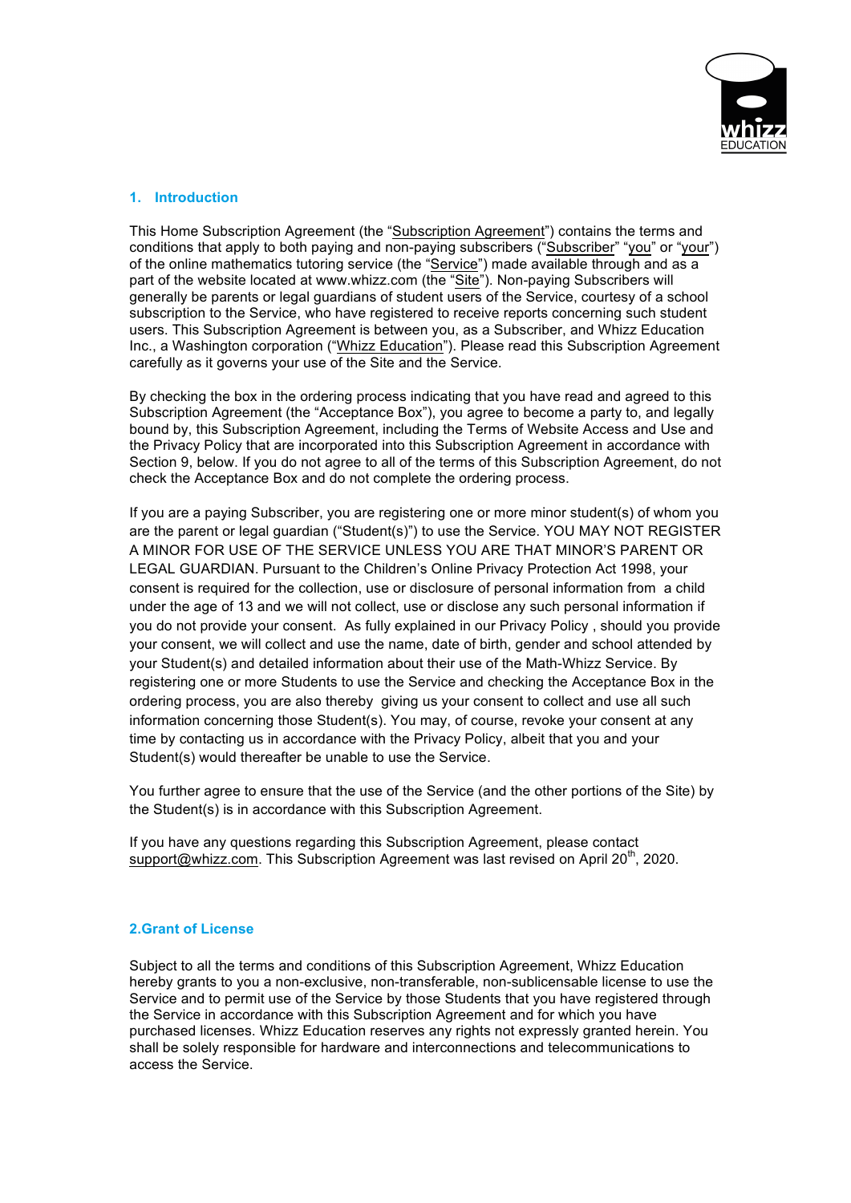## 1. Introduction

This Home Subscription Agreement (the "Subscription Agreement") contains the terms and conditions that apply to both paying and non-paying subscribers ("Subscriber" "you" or "your") of the online mathematics tutoring service (the "Service") made available through and as a part of the website located at www.whizz.com (the "Site"). Non-paying Subscribers will generally be parents or legal guardians of student users of the Service, courtesy of a school subscription to the Service, who have registered to receive reports concerning such student users. This Subscription Agreement is between you, as a Subscriber, and Whizz Education Inc., a Washington corporation ("Whizz Education"). Please read this Subscription Agreement carefully as it governs your use of the Site and the Service.

By checking the box in the ordering process indicating that you have read and agreed to this Subscription Agreement (the "Acceptance Box"), you agree to become a party to, and legally bound by, this Subscription Agreement, including the Terms of Website Access and Use and the Privacy Policy that are incorporated into this Subscription Agreement in accordance with Section 9, below. If you do not agree to all of the terms of this Subscription Agreement, do not check the Acceptance Box and do not complete the ordering process.

If you are a paying Subscriber, you are registering one or more minor student(s) of whom you are the parent or legal guardian ("Student(s)") to use the Service. YOU MAY NOT REGISTER A MINOR FOR USE OF THE SERVICE UNLESS YOU ARE THAT MINOR'S PARENT OR LEGAL GUARDIAN. Pursuant to the Children's Online Privacy Protection Act 1998, your consent is required for the collection, use or disclosure of personal information from a child under the age of 13 and we will not collect, use or disclose any such personal information if you do not provide your consent. As fully explained in our Privacy Policy , should you provide your consent, we will collect and use the name, date of birth, gender and school attended by your Student(s) and detailed information about their use of the Math-Whizz Service. By registering one or more Students to use the Service and checking the Acceptance Box in the ordering process, you are also thereby giving us your consent to collect and use all such information concerning those Student(s). You may, of course, revoke your consent at any time by contacting us in accordance with the Privacy Policy, albeit that you and your Student(s) would thereafter be unable to use the Service.

You further agree to ensure that the use of the Service (and the other portions of the Site) by the Student(s) is in accordance with this Subscription Agreement.

If you have any questions regarding this Subscription Agreement, please contact support@whizz.com. This Subscription Agreement was last revised on April 20th, 2020.

## 2. Grant of License

Subject to all the terms and conditions of this Subscription Agreement, Whizz Education hereby grants to you a non-exclusive, non-transferable, non-sublicensable license to use the Service and to permit use of the Service by those Students that you have registered through the Service in accordance with this Subscription Agreement and for which you have purchased licenses. Whizz Education reserves any rights not expressly granted herein. You shall be solely responsible for hardware and interconnections and telecommunications to access the Service.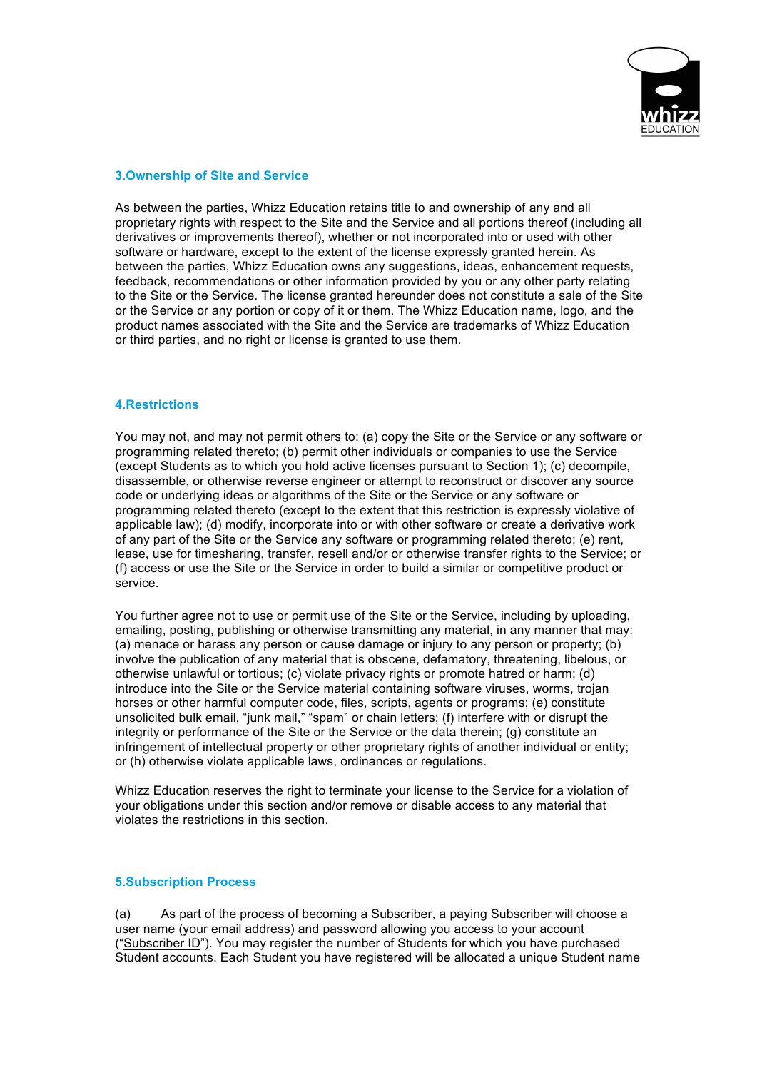## 3.Ownership of Site and Service

As between the parties, Whizz Education retains title to and ownership of any and all proprietary rights with respect to the Site and the Service and all portions thereof (including all derivatives or improvements thereof), whether or not incorporated into or used with other software or hardware, except to the extent of the license expressly granted herein. As between the parties, Whizz Education owns any suggestions, ideas, enhancement requests, feedback, recommendations or other information provided by you or any other party relating to the Site or the Service. The license granted hereunder does not constitute a sale of the Site or the Service or any portion or copy of it or them. The Whizz Education name, logo, and the product names associated with the Site and the Service are trademarks of Whizz Education or third parties, and no right or license is granted to use them.

## 4.Restrictions

You may not, and may not permit others to: (a) copy the Site or the Service or any software or programming related thereto; (b) permit other individuals or companies to use the Service (except Students as to which you hold active licenses pursuant to Section 1); (c) decompile, disassemble, or otherwise reverse engineer or attempt to reconstruct or discover any source code or underlying ideas or algorithms of the Site or the Service or any software or programming related thereto (except to the extent that this restriction is expressly violative of applicable law); (d) modify, incorporate into or with other software or create a derivative work of any part of the Site or the Service any software or programming related thereto; (e) rent, lease, use for timesharing, transfer, resell and/or or otherwise transfer rights to the Service; or (f) access or use the Site or the Service in order to build a similar or competitive product or service.

You further agree not to use or permit use of the Site or the Service, including by uploading, emailing, posting, publishing or otherwise transmitting any material, in any manner that may: (a) menace or harass any person or cause damage or injury to any person or property; (b) involve the publication of any material that is obscene, defamatory, threatening, libelous, or otherwise unlawful or tortious; (c) violate privacy rights or promote hatred or harm; (d) introduce into the Site or the Service material containing software viruses, worms, trojan horses or other harmful computer code, files, scripts, agents or programs; (e) constitute unsolicited bulk email, "junk mail," "spam" or chain letters; (f) interfere with or disrupt the integrity or performance of the Site or the Service or the data therein; (g) constitute an infringement of intellectual property or other proprietary rights of another individual or entity; or (h) otherwise violate applicable laws, ordinances or regulations.

Whizz Education reserves the right to terminate your license to the Service for a violation of your obligations under this section and/or remove or disable access to any material that violates the restrictions in this section.

## 5.Subscription Process

(a) As part of the process of becoming a Subscriber, a paying Subscriber will choose a user name (your email address) and password allowing you access to your account ("Subscriber ID"). You may register the number of Students for which you have purchased Student accounts. Each Student you have registered will be allocated a unique Student name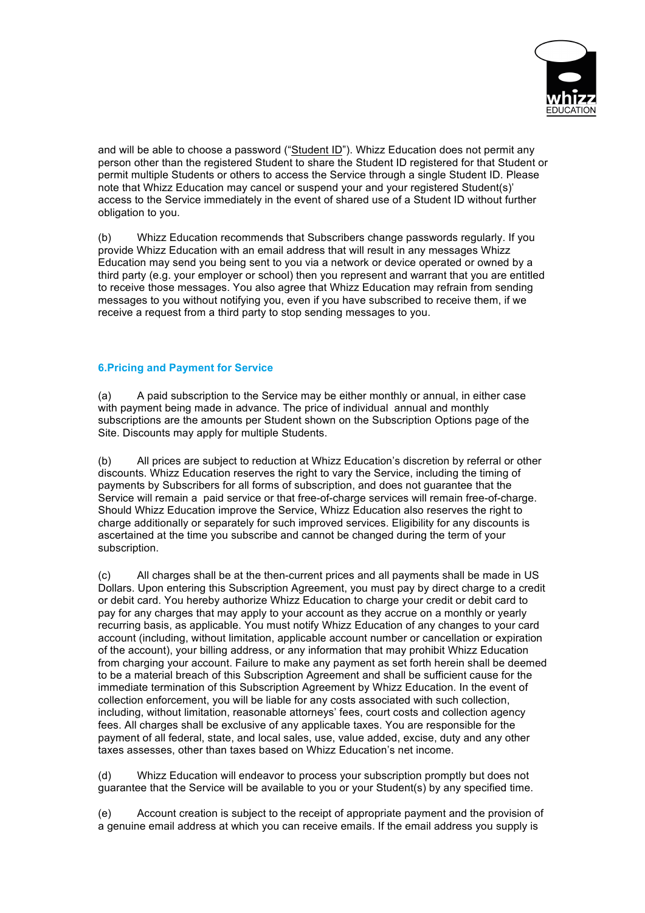and will be able to choose a password ("Student ID"). Whizz Education does not permit any person other than the registered Student to share the Student ID registered for that Student or permit multiple Students or others to access the Service through a single Student ID. Please note that Whizz Education may cancel or suspend your and your registered Student(s)' access to the Service immediately in the event of shared use of a Student ID without further obligation to you.

(b) Whizz Education recommends that Subscribers change passwords regularly. If you provide Whizz Education with an email address that will result in any messages Whizz Education may send you being sent to you via a network or device operated or owned by a third party (e.g. your employer or school) then you represent and warrant that you are entitled to receive those messages. You also agree that Whizz Education may refrain from sending messages to you without notifying you, even if you have subscribed to receive them, if we receive a request from a third party to stop sending messages to you.

## 6.Pricing and Payment for Service

(a) A paid subscription to the Service may be either monthly or annual, in either case with payment being made in advance. The price of individual annual and monthly subscriptions are the amounts per Student shown on the Subscription Options page of the Site. Discounts may apply for multiple Students.

(b) All prices are subject to reduction at Whizz Education's discretion by referral or other discounts. Whizz Education reserves the right to vary the Service, including the timing of payments by Subscribers for all forms of subscription, and does not guarantee that the Service will remain a paid service or that free-of-charge services will remain free-of-charge. Should Whizz Education improve the Service, Whizz Education also reserves the right to charge additionally or separately for such improved services. Eligibility for any discounts is ascertained at the time you subscribe and cannot be changed during the term of your subscription.

(c) All charges shall be at the then-current prices and all payments shall be made in US Dollars. Upon entering this Subscription Agreement, you must pay by direct charge to a credit or debit card. You hereby authorize Whizz Education to charge your credit or debit card to pay for any charges that may apply to your account as they accrue on a monthly or yearly recurring basis, as applicable. You must notify Whizz Education of any changes to your card account (including, without limitation, applicable account number or cancellation or expiration of the account), your billing address, or any information that may prohibit Whizz Education from charging your account. Failure to make any payment as set forth herein shall be deemed to be a material breach of this Subscription Agreement and shall be sufficient cause for the immediate termination of this Subscription Agreement by Whizz Education. In the event of collection enforcement, you will be liable for any costs associated with such collection, including, without limitation, reasonable attorneys' fees, court costs and collection agency fees. All charges shall be exclusive of any applicable taxes. You are responsible for the payment of all federal, state, and local sales, use, value added, excise, duty and any other taxes assesses, other than taxes based on Whizz Education's net income.

(d) Whizz Education will endeavor to process your subscription promptly but does not guarantee that the Service will be available to you or your Student(s) by any specified time.

(e) Account creation is subject to the receipt of appropriate payment and the provision of a genuine email address at which you can receive emails. If the email address you supply is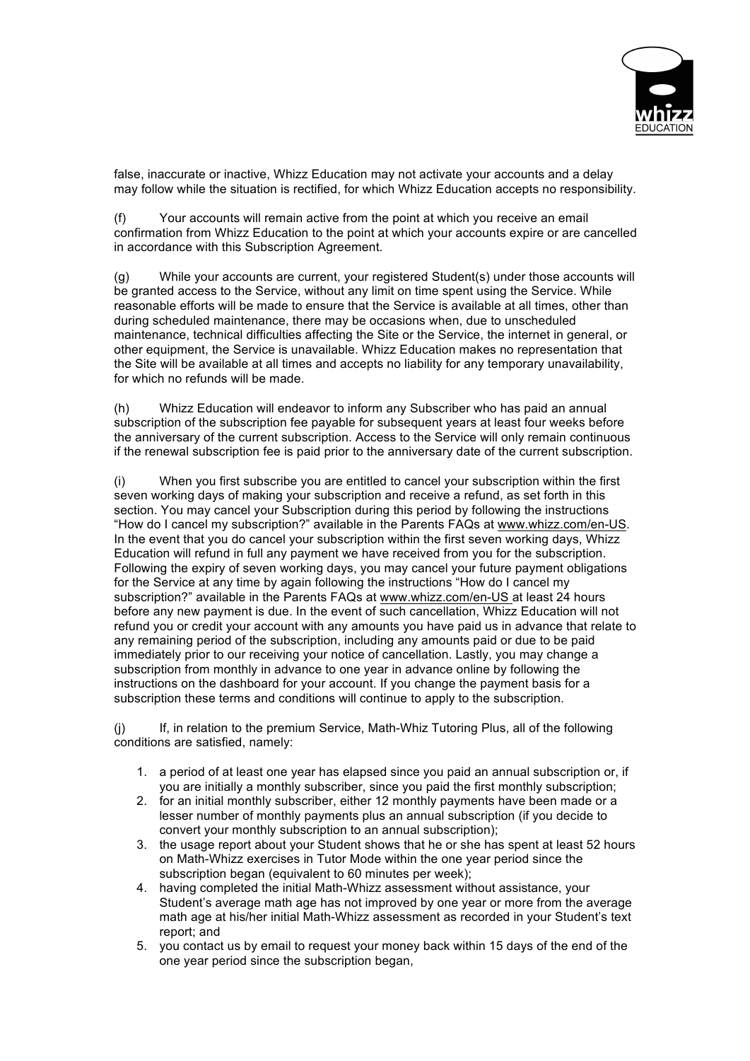false, inaccurate or inactive, Whizz Education may not activate your accounts and a delay may follow while the situation is rectified, for which Whizz Education accepts no responsibility.

(f) Your accounts will remain active from the point at which you receive an email confirmation from Whizz Education to the point at which your accounts expire or are cancelled in accordance with this Subscription Agreement.

(g) While your accounts are current, your registered Student(s) under those accounts will be granted access to the Service, without any limit on time spent using the Service. While reasonable efforts will be made to ensure that the Service is available at all times, other than during scheduled maintenance, there may be occasions when, due to unscheduled maintenance, technical difficulties affecting the Site or the Service, the internet in general, or other equipment, the Service is unavailable. Whizz Education makes no representation that the Site will be available at all times and accepts no liability for any temporary unavailability, for which no refunds will be made.

(h) Whizz Education will endeavor to inform any Subscriber who has paid an annual subscription of the subscription fee payable for subsequent years at least four weeks before the anniversary of the current subscription. Access to the Service will only remain continuous if the renewal subscription fee is paid prior to the anniversary date of the current subscription.

(i) When you first subscribe you are entitled to cancel your subscription within the first seven working days of making your subscription and receive a refund, as set forth in this section. You may cancel your Subscription during this period by following the instructions "How do I cancel my subscription?" available in the Parents FAQs at www.whizz.com/en-US. In the event that you do cancel your subscription within the first seven working days, Whizz Education will refund in full any payment we have received from you for the subscription. Following the expiry of seven working days, you may cancel your future payment obligations for the Service at any time by again following the instructions "How do I cancel my subscription?" available in the Parents FAQs at www.whizz.com/en-US at least 24 hours before any new payment is due. In the event of such cancellation, Whizz Education will not refund you or credit your account with any amounts you have paid us in advance that relate to any remaining period of the subscription, including any amounts paid or due to be paid immediately prior to our receiving your notice of cancellation. Lastly, you may change a subscription from monthly in advance to one year in advance online by following the instructions on the dashboard for your account. If you change the payment basis for a subscription these terms and conditions will continue to apply to the subscription.

(j) If, in relation to the premium Service, Math-Whiz Tutoring Plus, all of the following conditions are satisfied, namely:

1. a period of at least one year has elapsed since you paid an annual subscription or, if you are initially a monthly subscriber, since you paid the first monthly subscription;
2. for an initial monthly subscriber, either 12 monthly payments have been made or a lesser number of monthly payments plus an annual subscription (if you decide to convert your monthly subscription to an annual subscription);
3. the usage report about your Student shows that he or she has spent at least 52 hours on Math-Whizz exercises in Tutor Mode within the one year period since the subscription began (equivalent to 60 minutes per week);
4. having completed the initial Math-Whizz assessment without assistance, your Student's average math age has not improved by one year or more from the average math age at his/her initial Math-Whizz assessment as recorded in your Student's text report; and
5. you contact us by email to request your money back within 15 days of the end of the one year period since the subscription began,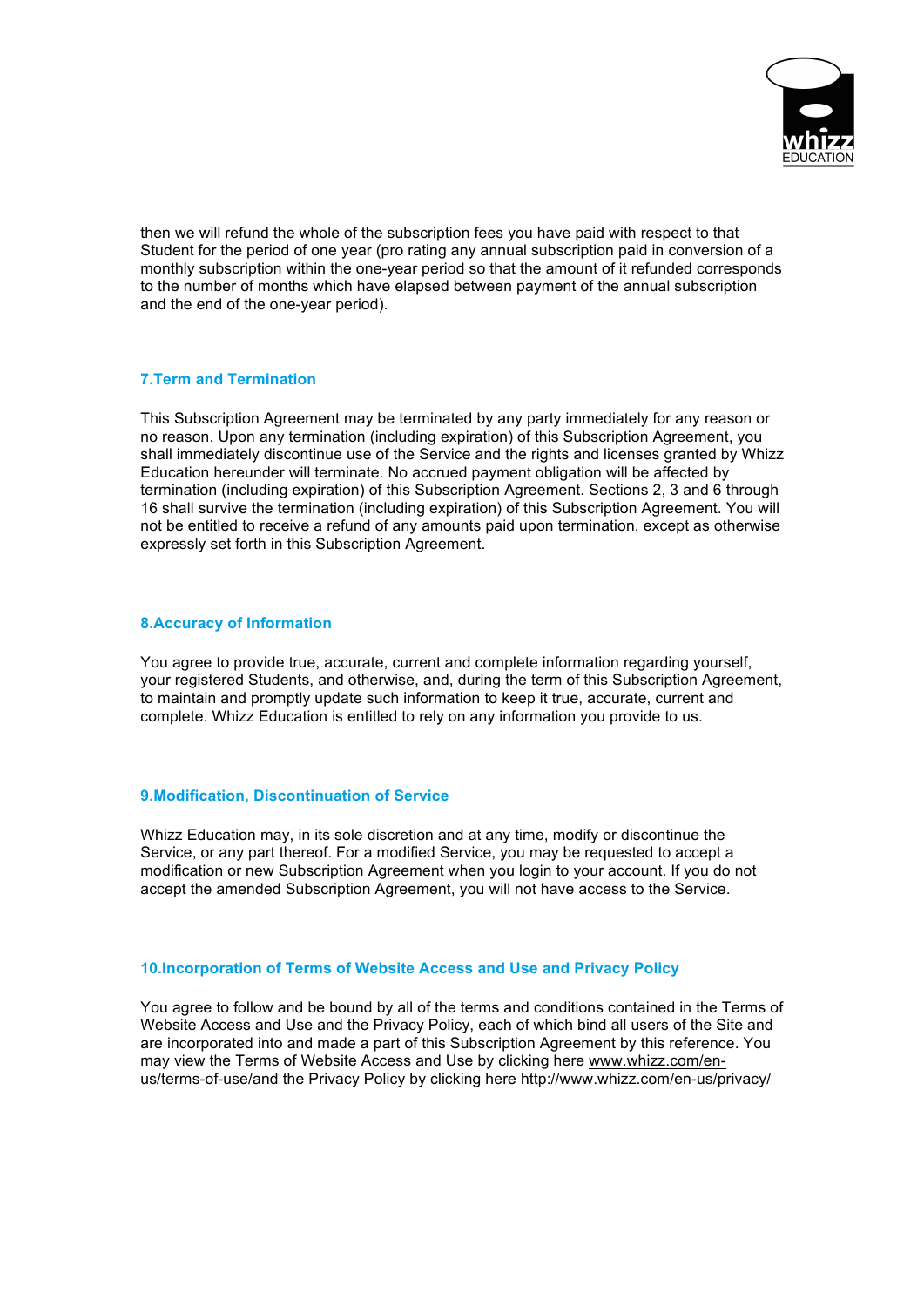then we will refund the whole of the subscription fees you have paid with respect to that Student for the period of one year (pro rating any annual subscription paid in conversion of a monthly subscription within the one-year period so that the amount of it refunded corresponds to the number of months which have elapsed between payment of the annual subscription and the end of the one-year period).

### 7.Term and Termination

This Subscription Agreement may be terminated by any party immediately for any reason or no reason. Upon any termination (including expiration) of this Subscription Agreement, you shall immediately discontinue use of the Service and the rights and licenses granted by Whizz Education hereunder will terminate. No accrued payment obligation will be affected by termination (including expiration) of this Subscription Agreement. Sections 2, 3 and 6 through 16 shall survive the termination (including expiration) of this Subscription Agreement. You will not be entitled to receive a refund of any amounts paid upon termination, except as otherwise expressly set forth in this Subscription Agreement.

### 8.Accuracy of Information

You agree to provide true, accurate, current and complete information regarding yourself, your registered Students, and otherwise, and, during the term of this Subscription Agreement, to maintain and promptly update such information to keep it true, accurate, current and complete. Whizz Education is entitled to rely on any information you provide to us.

### 9.Modification, Discontinuation of Service

Whizz Education may, in its sole discretion and at any time, modify or discontinue the Service, or any part thereof. For a modified Service, you may be requested to accept a modification or new Subscription Agreement when you login to your account. If you do not accept the amended Subscription Agreement, you will not have access to the Service.

### 10.Incorporation of Terms of Website Access and Use and Privacy Policy

You agree to follow and be bound by all of the terms and conditions contained in the Terms of Website Access and Use and the Privacy Policy, each of which bind all users of the Site and are incorporated into and made a part of this Subscription Agreement by this reference. You may view the Terms of Website Access and Use by clicking here www.whizz.com/en-us/terms-of-use/and the Privacy Policy by clicking here http://www.whizz.com/en-us/privacy/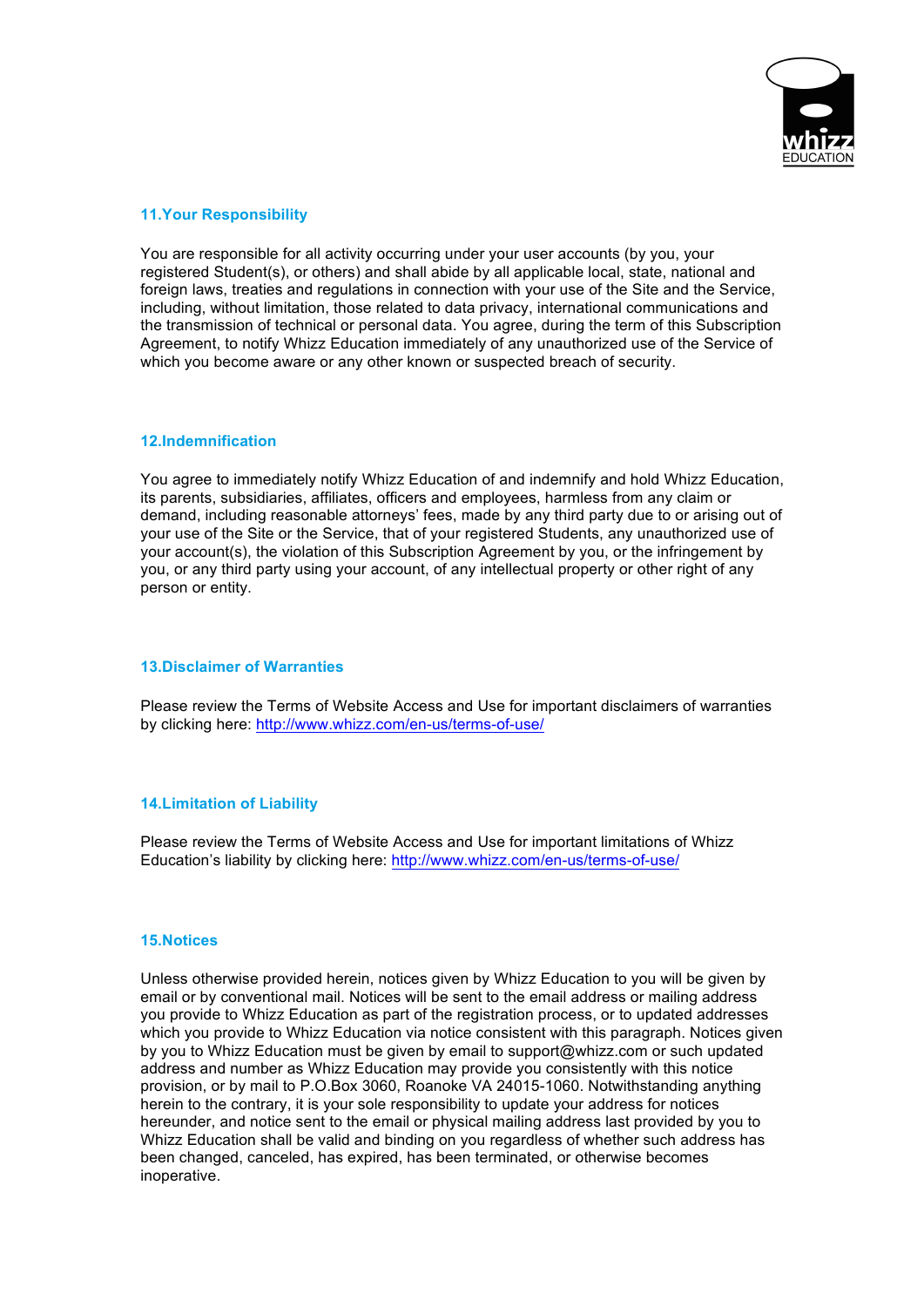## 11.Your Responsibility

You are responsible for all activity occurring under your user accounts (by you, your registered Student(s), or others) and shall abide by all applicable local, state, national and foreign laws, treaties and regulations in connection with your use of the Site and the Service, including, without limitation, those related to data privacy, international communications and the transmission of technical or personal data. You agree, during the term of this Subscription Agreement, to notify Whizz Education immediately of any unauthorized use of the Service of which you become aware or any other known or suspected breach of security.

## 12.Indemnification

You agree to immediately notify Whizz Education of and indemnify and hold Whizz Education, its parents, subsidiaries, affiliates, officers and employees, harmless from any claim or demand, including reasonable attorneys' fees, made by any third party due to or arising out of your use of the Site or the Service, that of your registered Students, any unauthorized use of your account(s), the violation of this Subscription Agreement by you, or the infringement by you, or any third party using your account, of any intellectual property or other right of any person or entity.

## 13.Disclaimer of Warranties

Please review the Terms of Website Access and Use for important disclaimers of warranties by clicking here: [http://www.whizz.com/en-us/terms-of-use/](http://www.whizz.com/en-us/terms-of-use/)

## 14.Limitation of Liability

Please review the Terms of Website Access and Use for important limitations of Whizz Education's liability by clicking here: [http://www.whizz.com/en-us/terms-of-use/](http://www.whizz.com/en-us/terms-of-use/)

## 15.Notices

Unless otherwise provided herein, notices given by Whizz Education to you will be given by email or by conventional mail. Notices will be sent to the email address or mailing address you provide to Whizz Education as part of the registration process, or to updated addresses which you provide to Whizz Education via notice consistent with this paragraph. Notices given by you to Whizz Education must be given by email to support@whizz.com or such updated address and number as Whizz Education may provide you consistently with this notice provision, or by mail to P.O.Box 3060, Roanoke VA 24015-1060. Notwithstanding anything herein to the contrary, it is your sole responsibility to update your address for notices hereunder, and notice sent to the email or physical mailing address last provided by you to Whizz Education shall be valid and binding on you regardless of whether such address has been changed, canceled, has expired, has been terminated, or otherwise becomes inoperative.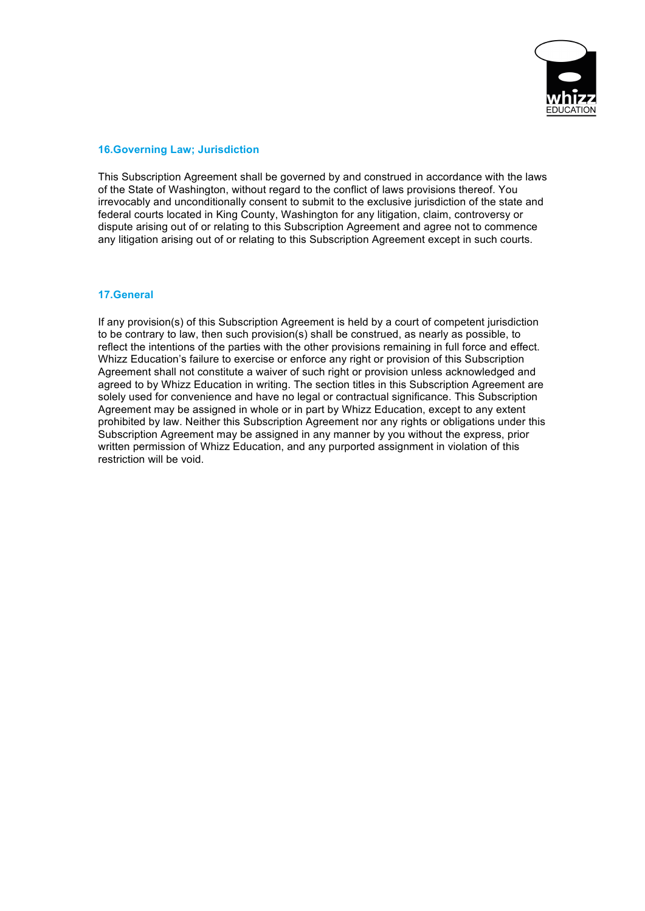## 16.Governing Law; Jurisdiction

This Subscription Agreement shall be governed by and construed in accordance with the laws of the State of Washington, without regard to the conflict of laws provisions thereof. You irrevocably and unconditionally consent to submit to the exclusive jurisdiction of the state and federal courts located in King County, Washington for any litigation, claim, controversy or dispute arising out of or relating to this Subscription Agreement and agree not to commence any litigation arising out of or relating to this Subscription Agreement except in such courts.

## 17.General

If any provision(s) of this Subscription Agreement is held by a court of competent jurisdiction to be contrary to law, then such provision(s) shall be construed, as nearly as possible, to reflect the intentions of the parties with the other provisions remaining in full force and effect. Whizz Education's failure to exercise or enforce any right or provision of this Subscription Agreement shall not constitute a waiver of such right or provision unless acknowledged and agreed to by Whizz Education in writing. The section titles in this Subscription Agreement are solely used for convenience and have no legal or contractual significance. This Subscription Agreement may be assigned in whole or in part by Whizz Education, except to any extent prohibited by law. Neither this Subscription Agreement nor any rights or obligations under this Subscription Agreement may be assigned in any manner by you without the express, prior written permission of Whizz Education, and any purported assignment in violation of this restriction will be void.